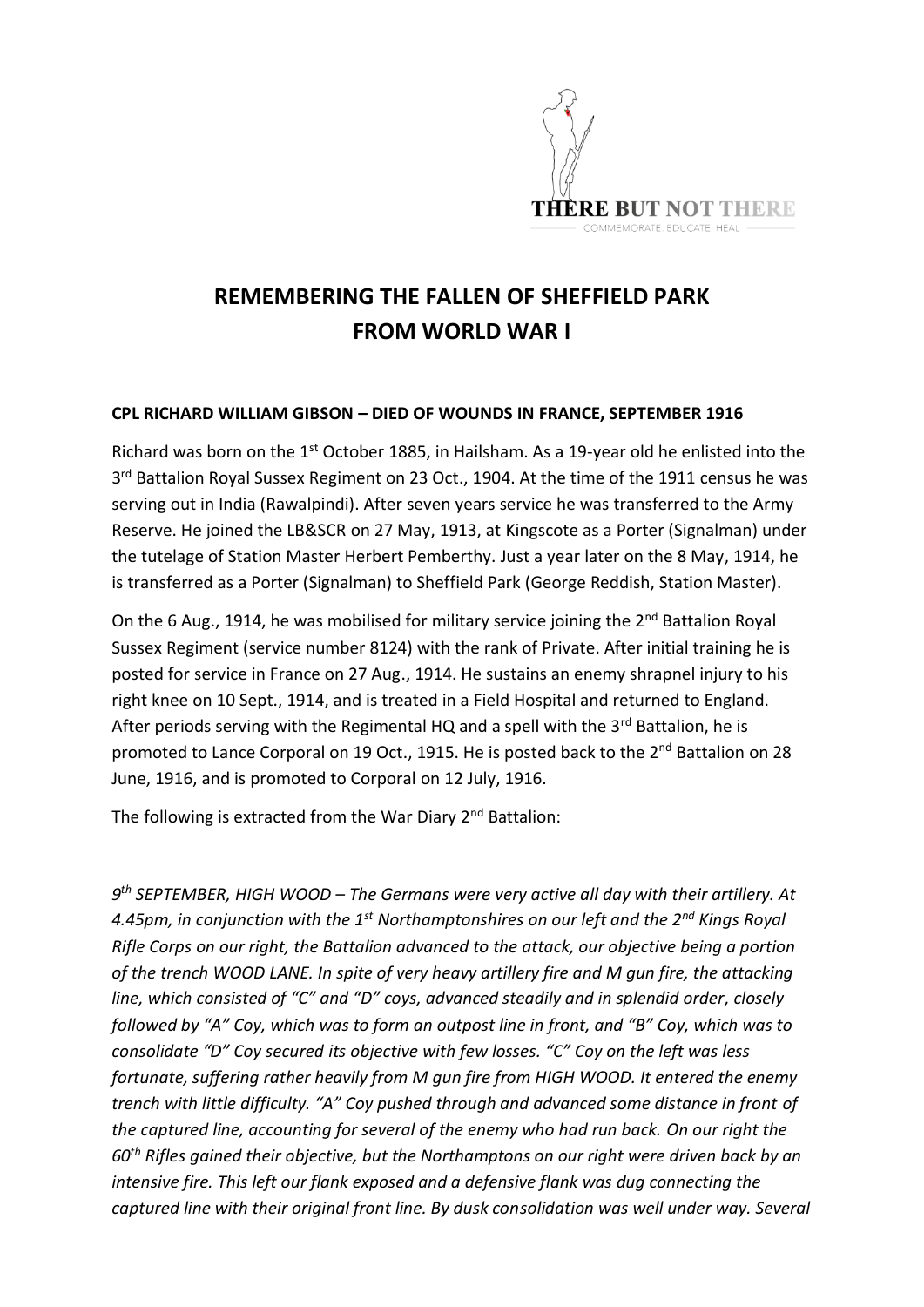THERE BUT NOT THERE

COMMEMORATE. EDUCATE. HEAL

# REMEMBERING THE FALLEN OF SHEFFIELD PARK FROM WORLD WAR I

### CPL RICHARD WILLIAM GIBSON – DIED OF WOUNDS IN FRANCE, SEPTEMBER 1916

Richard was born on the 1st October 1885, in Hailsham. As a 19-year old he enlisted into the 3rd Battalion Royal Sussex Regiment on 23 Oct., 1904. At the time of the 1911 census he was serving out in India (Rawalpindi). After seven years service he was transferred to the Army Reserve. He joined the LB&SCR on 27 May, 1913, at Kingscote as a Porter (Signalman) under the tutelage of Station Master Herbert Pemberthy. Just a year later on the 8 May, 1914, he is transferred as a Porter (Signalman) to Sheffield Park (George Reddish, Station Master).

On the 6 Aug., 1914, he was mobilised for military service joining the 2nd Battalion Royal Sussex Regiment (service number 8124) with the rank of Private. After initial training he is posted for service in France on 27 Aug., 1914. He sustains an enemy shrapnel injury to his right knee on 10 Sept., 1914, and is treated in a Field Hospital and returned to England. After periods serving with the Regimental HQ and a spell with the 3rd Battalion, he is promoted to Lance Corporal on 19 Oct., 1915. He is posted back to the 2nd Battalion on 28 June, 1916, and is promoted to Corporal on 12 July, 1916.

The following is extracted from the War Diary 2nd Battalion:

*9th SEPTEMBER, HIGH WOOD – The Germans were very active all day with their artillery. At 4.45pm, in conjunction with the 1st Northamptonshires on our left and the 2nd Kings Royal Rifle Corps on our right, the Battalion advanced to the attack, our objective being a portion of the trench WOOD LANE. In spite of very heavy artillery fire and M gun fire, the attacking line, which consisted of "C" and "D" coys, advanced steadily and in splendid order, closely followed by "A" Coy, which was to form an outpost line in front, and "B" Coy, which was to consolidate "D" Coy secured its objective with few losses. "C" Coy on the left was less fortunate, suffering rather heavily from M gun fire from HIGH WOOD. It entered the enemy trench with little difficulty. "A" Coy pushed through and advanced some distance in front of the captured line, accounting for several of the enemy who had run back. On our right the 60th Rifles gained their objective, but the Northamptons on our right were driven back by an intensive fire. This left our flank exposed and a defensive flank was dug connecting the captured line with their original front line. By dusk consolidation was well under way. Several*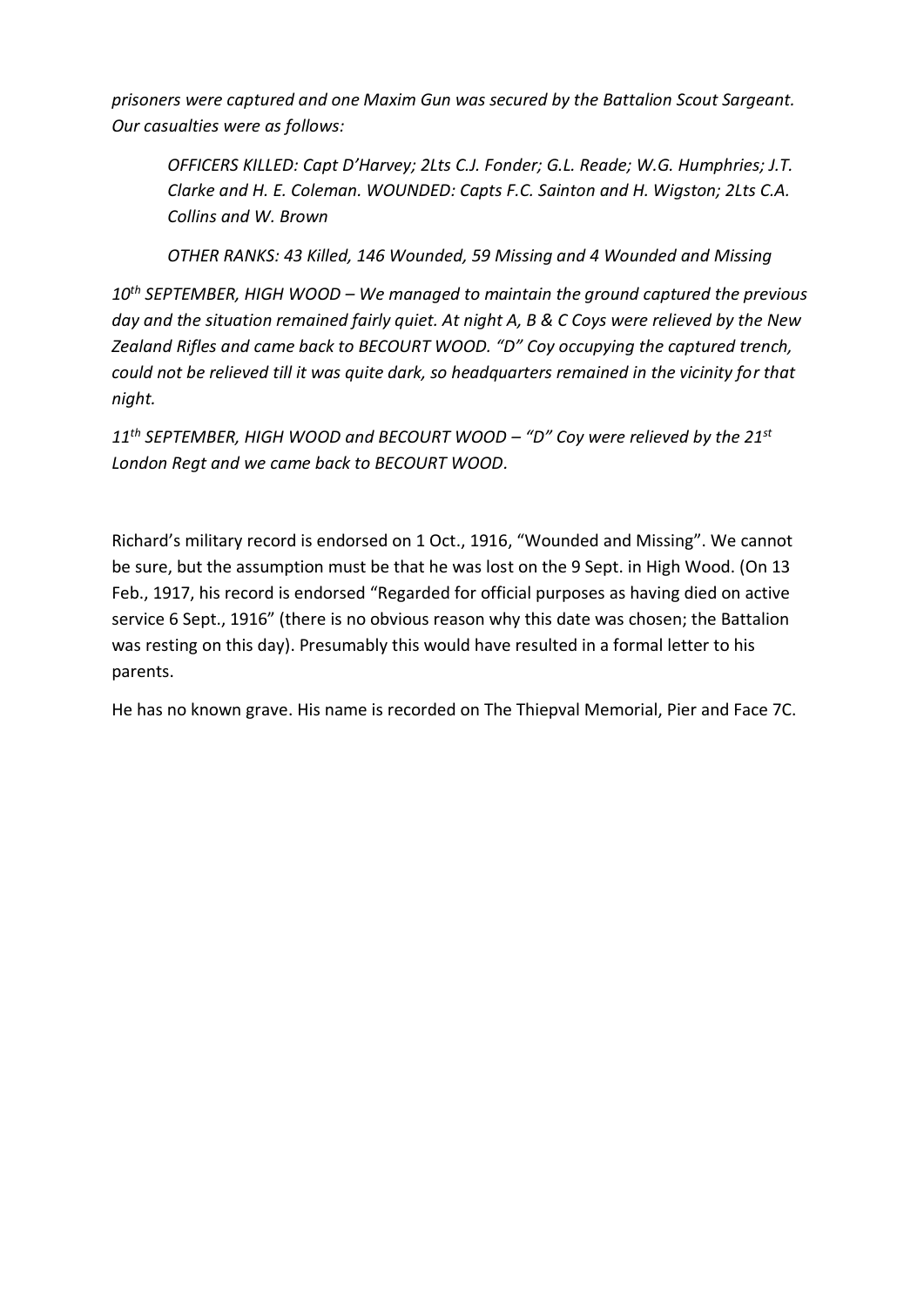*prisoners were captured and one Maxim Gun was secured by the Battalion Scout Sargeant. Our casualties were as follows:*

> *OFFICERS KILLED: Capt D'Harvey; 2Lts C.J. Fonder; G.L. Reade; W.G. Humphries; J.T. Clarke and H. E. Coleman. WOUNDED: Capts F.C. Sainton and H. Wigston; 2Lts C.A. Collins and W. Brown*
>
> *OTHER RANKS: 43 Killed, 146 Wounded, 59 Missing and 4 Wounded and Missing*

*10th SEPTEMBER, HIGH WOOD – We managed to maintain the ground captured the previous day and the situation remained fairly quiet. At night A, B & C Coys were relieved by the New Zealand Rifles and came back to BECOURT WOOD. "D" Coy occupying the captured trench, could not be relieved till it was quite dark, so headquarters remained in the vicinity for that night.*

*11th SEPTEMBER, HIGH WOOD and BECOURT WOOD – "D" Coy were relieved by the 21st London Regt and we came back to BECOURT WOOD.*

Richard's military record is endorsed on 1 Oct., 1916, "Wounded and Missing". We cannot be sure, but the assumption must be that he was lost on the 9 Sept. in High Wood. (On 13 Feb., 1917, his record is endorsed "Regarded for official purposes as having died on active service 6 Sept., 1916" (there is no obvious reason why this date was chosen; the Battalion was resting on this day). Presumably this would have resulted in a formal letter to his parents.

He has no known grave. His name is recorded on The Thiepval Memorial, Pier and Face 7C.